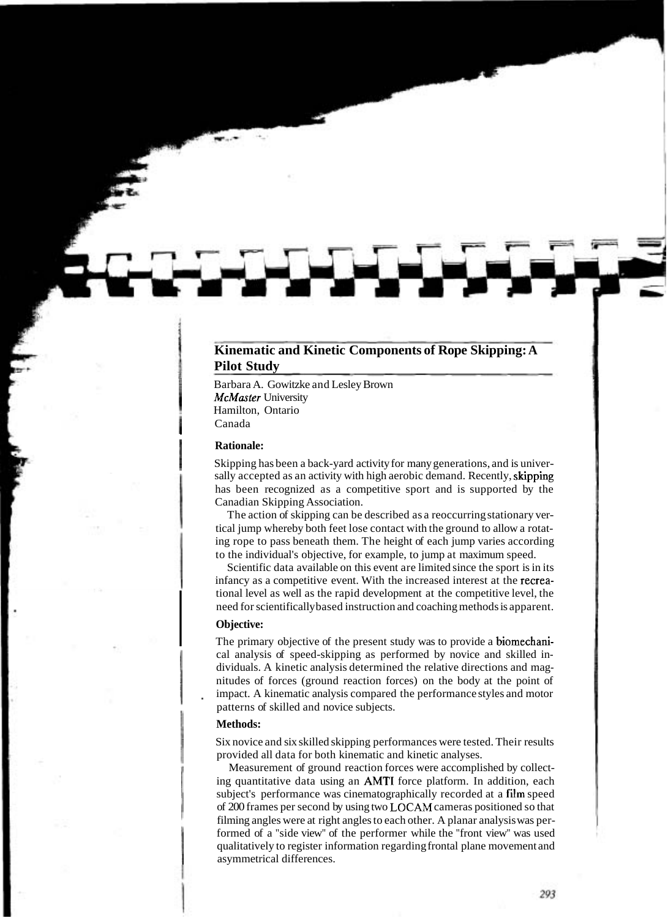# Kinematic and Kinetic Components of Rope Skipping: A Pilot Study

Barbara A. Gowitzke and Lesley Brown
*McMaster* University
Hamilton, Ontario
Canada

### Rationale:

Skipping has been a back-yard activity for many generations, and is universally accepted as an activity with high aerobic demand. Recently, skipping has been recognized as a competitive sport and is supported by the Canadian Skipping Association.

The action of skipping can be described as a reoccurring stationary vertical jump whereby both feet lose contact with the ground to allow a rotating rope to pass beneath them. The height of each jump varies according to the individual's objective, for example, to jump at maximum speed.

Scientific data available on this event are limited since the sport is in its infancy as a competitive event. With the increased interest at the recreational level as well as the rapid development at the competitive level, the need for scientifically based instruction and coaching methods is apparent.

### Objective:

The primary objective of the present study was to provide a biomechanical analysis of speed-skipping as performed by novice and skilled individuals. A kinetic analysis determined the relative directions and magnitudes of forces (ground reaction forces) on the body at the point of impact. A kinematic analysis compared the performance styles and motor patterns of skilled and novice subjects.

### Methods:

Six novice and six skilled skipping performances were tested. Their results provided all data for both kinematic and kinetic analyses.

Measurement of ground reaction forces were accomplished by collecting quantitative data using an AMTI force platform. In addition, each subject's performance was cinematographically recorded at a film speed of 200 frames per second by using two LOCAM cameras positioned so that filming angles were at right angles to each other. A planar analysis was performed of a "side view" of the performer while the "front view" was used qualitatively to register information regarding frontal plane movement and asymmetrical differences.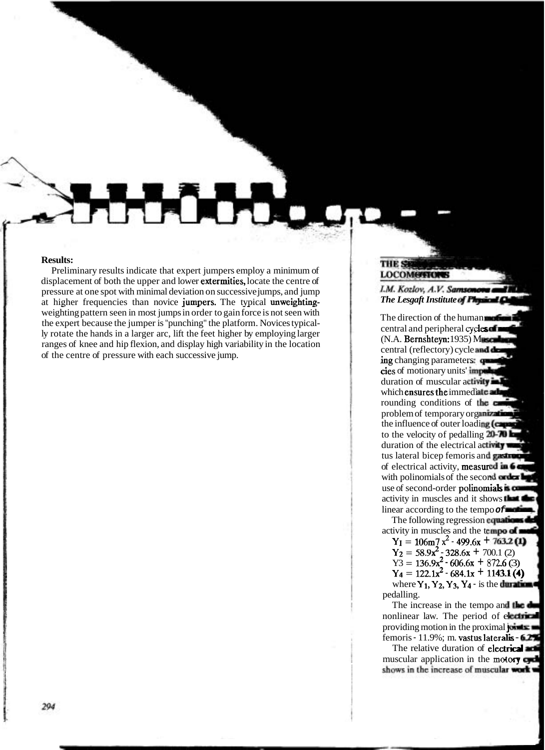**Results:**

Preliminary results indicate that expert jumpers employ a minimum of displacement of both the upper and lower extermities, locate the centre of pressure at one spot with minimal deviation on successive jumps, and jump at higher frequencies than novice jumpers. The typical unweighting-weighting pattern seen in most jumps in order to gain force is not seen with the expert because the jumper is "punching" the platform. Novices typically rotate the hands in a larger arc, lift the feet higher by employing larger ranges of knee and hip flexion, and display high variability in the location of the centre of pressure with each successive jump.

**THE S... LOCOMOTIONS**

*I.M. Kozlov, A.V. Samsonova and ...*
*The Lesgaft Institute of Physical Cu...*

The direction of the human ... central and peripheral cycles of ... (N.A. Bernshteyn:1935) M... central (reflectory) cycle and ... ing changing parameters: ... cies of motionary units' impulse... duration of muscular activity ... which ensures the immediate ... rounding conditions of the ... problem of temporary organization ... the influence of outer loading (... to the velocity of pedalling 20-70 ... duration of the electrical activity ... tus lateral bicep femoris and gastroc... of electrical activity, measured in 6 ... with polinomials of the second order ... use of second-order polinomials is ... activity in muscles and it shows that ... linear according to the tempo of motion.

The following regression equations ... activity in muscles and the tempo of ...

$Y_1 = 106.7x^2 - 499.6x + 763.2$ (1)

$Y_2 = 58.9x^2 - 328.6x + 700.1$ (2)

$Y_3 = 136.9x^2 - 606.6x + 872.6$ (3)

$Y_4 = 122.1x^2 - 684.1x + 1143.1$ (4)

where $Y_1, Y_2, Y_3, Y_4$ - is the duration ... pedalling.

The increase in the tempo and the ... nonlinear law. The period of electrical ... providing motion in the proximal joints: ... femoris - 11.9%; m. vastus lateralis - 6.2% ...

The relative duration of electrical ... muscular application in the motory cycle ... shows in the increase of muscular work ...